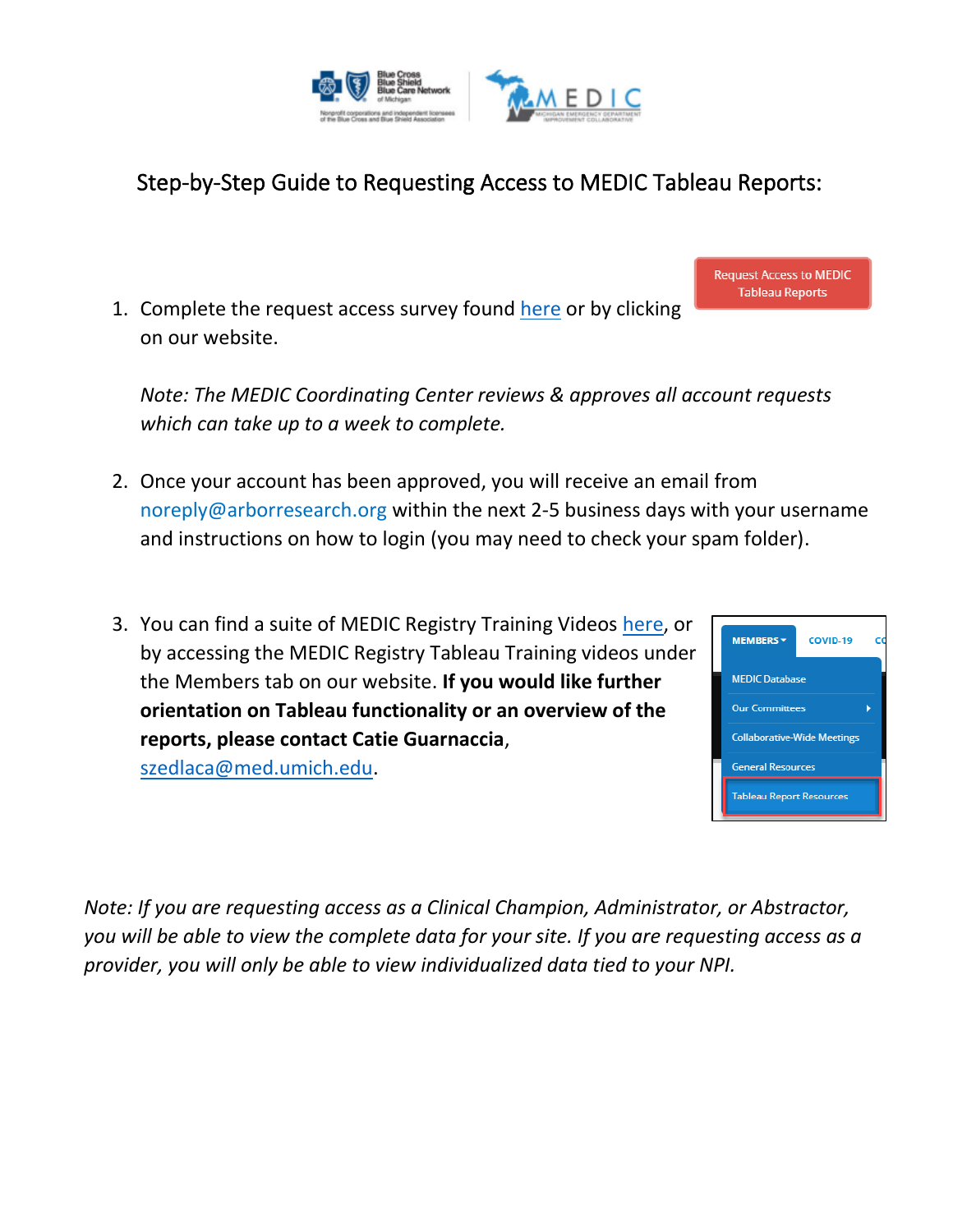# Step-by-Step Guide to Requesting Access to MEDIC Tableau Reports:

1. Complete the request access survey found here or by clicking **Request Access to MEDIC Tableau Reports** on our website.

   *Note: The MEDIC Coordinating Center reviews & approves all account requests which can take up to a week to complete.*

2. Once your account has been approved, you will receive an email from noreply@arborresearch.org within the next 2-5 business days with your username and instructions on how to login (you may need to check your spam folder).

3. You can find a suite of MEDIC Registry Training Videos here, or by accessing the MEDIC Registry Tableau Training videos under the Members tab on our website. **If you would like further orientation on Tableau functionality or an overview of the reports, please contact Catie Guarnaccia**, szedlaca@med.umich.edu.

   MEMBERS ▾ | COVID-19
   - MEDIC Database
   - Our Committees
   - Collaborative-Wide Meetings
   - General Resources
   - Tableau Report Resources

*Note: If you are requesting access as a Clinical Champion, Administrator, or Abstractor, you will be able to view the complete data for your site. If you are requesting access as a provider, you will only be able to view individualized data tied to your NPI.*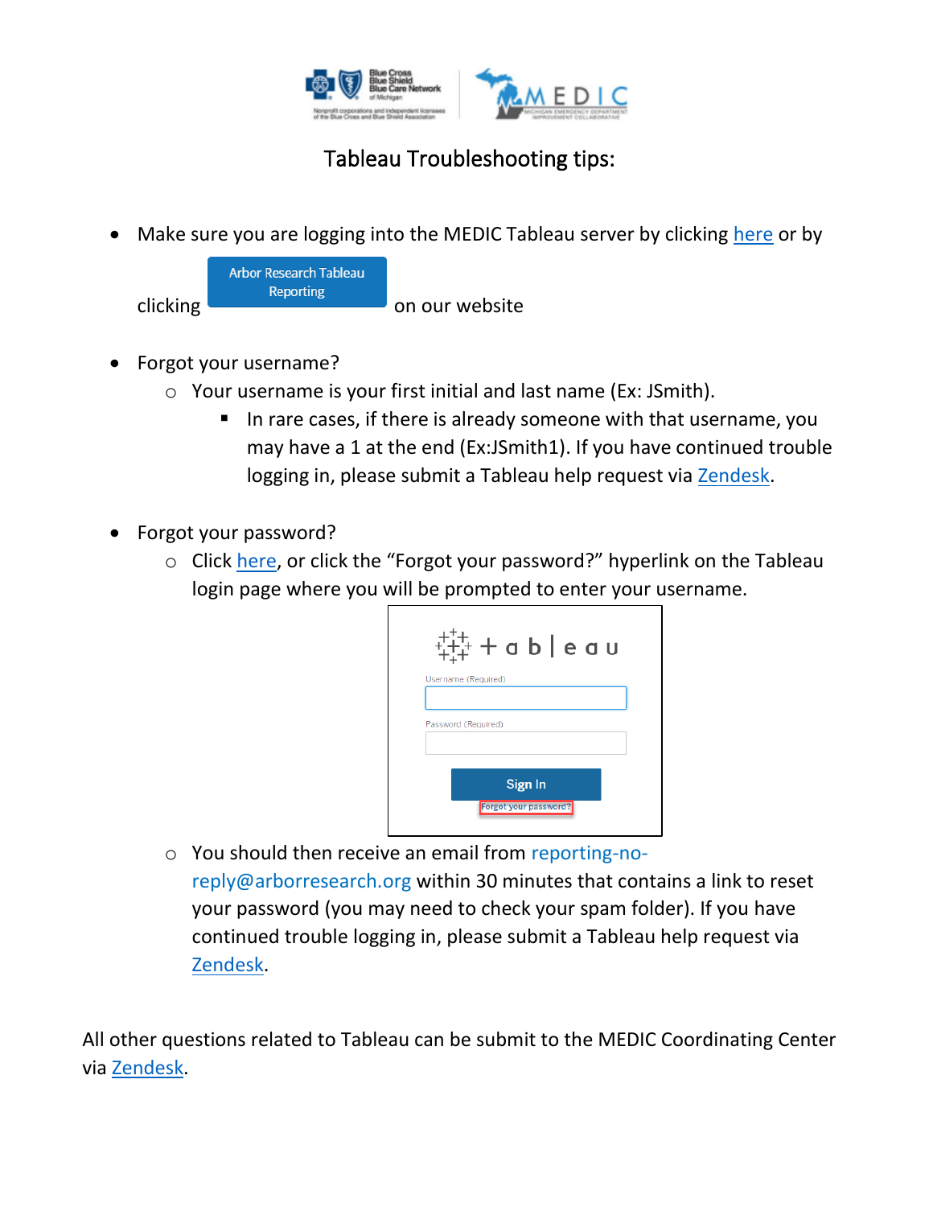# Tableau Troubleshooting tips:

- Make sure you are logging into the MEDIC Tableau server by clicking here or by clicking Arbor Research Tableau Reporting on our website

- Forgot your username?
  - Your username is your first initial and last name (Ex: JSmith).
    - In rare cases, if there is already someone with that username, you may have a 1 at the end (Ex:JSmith1). If you have continued trouble logging in, please submit a Tableau help request via Zendesk.

- Forgot your password?
  - Click here, or click the "Forgot your password?" hyperlink on the Tableau login page where you will be prompted to enter your username.

    tableau

    Username (Required)

    Password (Required)

    Sign In

    Forgot your password?

  - You should then receive an email from reporting-no-reply@arborresearch.org within 30 minutes that contains a link to reset your password (you may need to check your spam folder). If you have continued trouble logging in, please submit a Tableau help request via Zendesk.

All other questions related to Tableau can be submit to the MEDIC Coordinating Center via Zendesk.